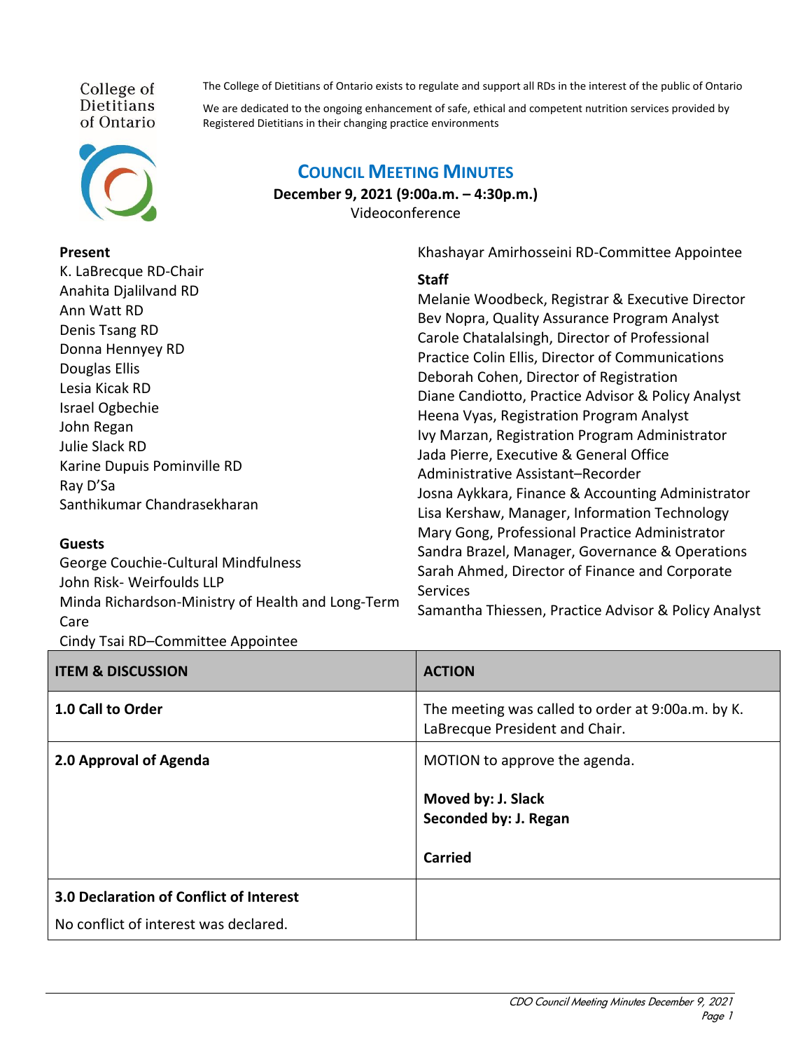College of Dietitians of Ontario

The College of Dietitians of Ontario exists to regulate and support all RDs in the interest of the public of Ontario

We are dedicated to the ongoing enhancement of safe, ethical and competent nutrition services provided by Registered Dietitians in their changing practice environments

# COUNCIL MEETING MINUTES

**December 9, 2021 (9:00a.m. – 4:30p.m.)**
Videoconference

**Present**

K. LaBrecque RD-Chair
Anahita Djalilvand RD
Ann Watt RD
Denis Tsang RD
Donna Hennyey RD
Douglas Ellis
Lesia Kicak RD
Israel Ogbechie
John Regan
Julie Slack RD
Karine Dupuis Pominville RD
Ray D'Sa
Santhikumar Chandrasekharan

**Guests**

George Couchie-Cultural Mindfulness
John Risk- Weirfoulds LLP
Minda Richardson-Ministry of Health and Long-Term Care
Cindy Tsai RD–Committee Appointee
Khashayar Amirhosseini RD-Committee Appointee

**Staff**

Melanie Woodbeck, Registrar & Executive Director
Bev Nopra, Quality Assurance Program Analyst
Carole Chatalalsingh, Director of Professional Practice
Colin Ellis, Director of Communications
Deborah Cohen, Director of Registration
Diane Candiotto, Practice Advisor & Policy Analyst
Heena Vyas, Registration Program Analyst
Ivy Marzan, Registration Program Administrator
Jada Pierre, Executive & General Office Administrative Assistant–Recorder
Josna Aykkara, Finance & Accounting Administrator
Lisa Kershaw, Manager, Information Technology
Mary Gong, Professional Practice Administrator
Sandra Brazel, Manager, Governance & Operations
Sarah Ahmed, Director of Finance and Corporate Services
Samantha Thiessen, Practice Advisor & Policy Analyst

| ITEM & DISCUSSION | ACTION |
|---|---|
| **1.0 Call to Order** | The meeting was called to order at 9:00a.m. by K. LaBrecque President and Chair. |
| **2.0 Approval of Agenda** | MOTION to approve the agenda.<br><br>**Moved by: J. Slack**<br>**Seconded by: J. Regan**<br><br>**Carried** |
| **3.0 Declaration of Conflict of Interest**<br><br>No conflict of interest was declared. | |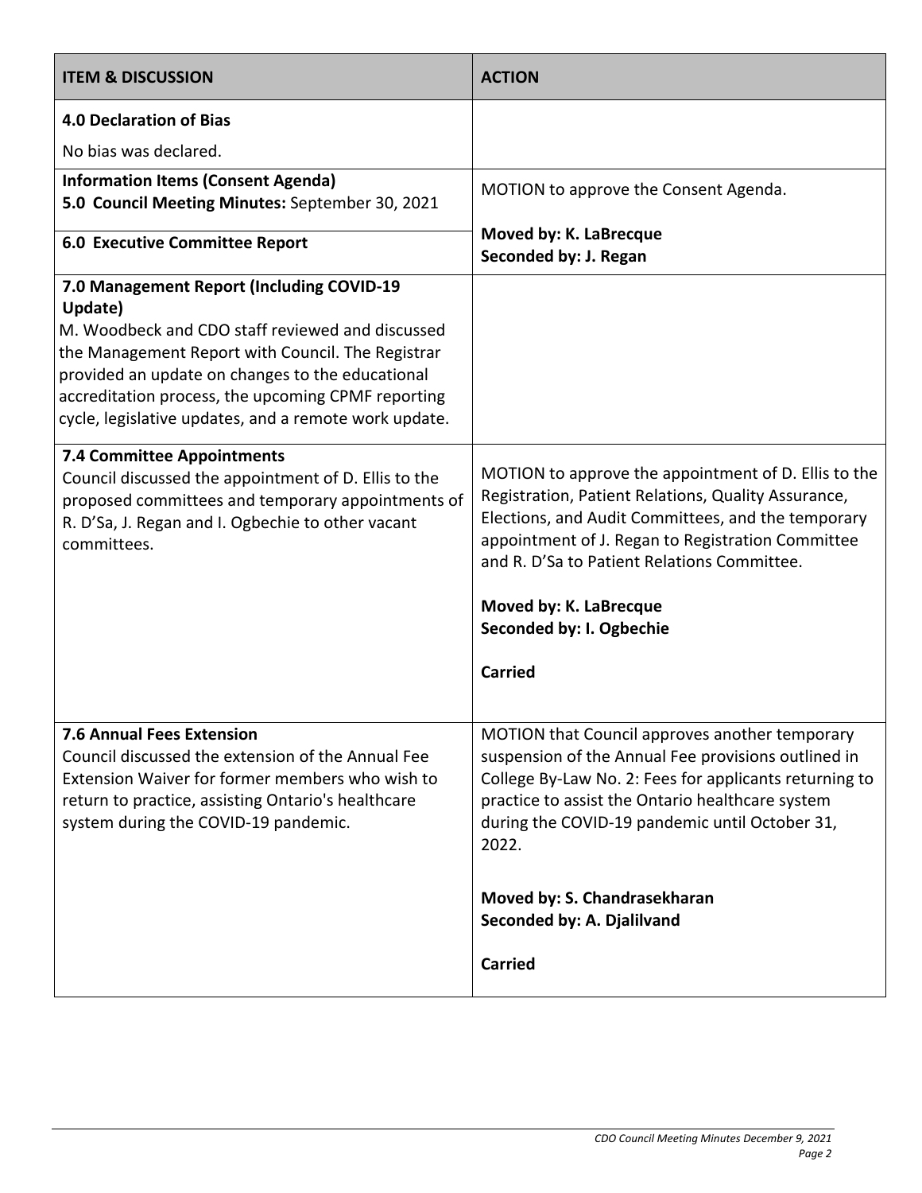| ITEM & DISCUSSION | ACTION |
|---|---|
| **4.0 Declaration of Bias**<br><br>No bias was declared. | |
| **Information Items (Consent Agenda)**<br>**5.0 Council Meeting Minutes:** September 30, 2021<br><br>**6.0 Executive Committee Report** | MOTION to approve the Consent Agenda.<br><br>**Moved by: K. LaBrecque**<br>**Seconded by: J. Regan** |
| **7.0 Management Report (Including COVID-19 Update)**<br>M. Woodbeck and CDO staff reviewed and discussed the Management Report with Council. The Registrar provided an update on changes to the educational accreditation process, the upcoming CPMF reporting cycle, legislative updates, and a remote work update. | |
| **7.4 Committee Appointments**<br>Council discussed the appointment of D. Ellis to the proposed committees and temporary appointments of R. D'Sa, J. Regan and I. Ogbechie to other vacant committees. | MOTION to approve the appointment of D. Ellis to the Registration, Patient Relations, Quality Assurance, Elections, and Audit Committees, and the temporary appointment of J. Regan to Registration Committee and R. D'Sa to Patient Relations Committee.<br><br>**Moved by: K. LaBrecque**<br>**Seconded by: I. Ogbechie**<br><br>**Carried** |
| **7.6 Annual Fees Extension**<br>Council discussed the extension of the Annual Fee Extension Waiver for former members who wish to return to practice, assisting Ontario's healthcare system during the COVID-19 pandemic. | MOTION that Council approves another temporary suspension of the Annual Fee provisions outlined in College By-Law No. 2: Fees for applicants returning to practice to assist the Ontario healthcare system during the COVID-19 pandemic until October 31, 2022.<br><br>**Moved by: S. Chandrasekharan**<br>**Seconded by: A. Djalilvand**<br><br>**Carried** |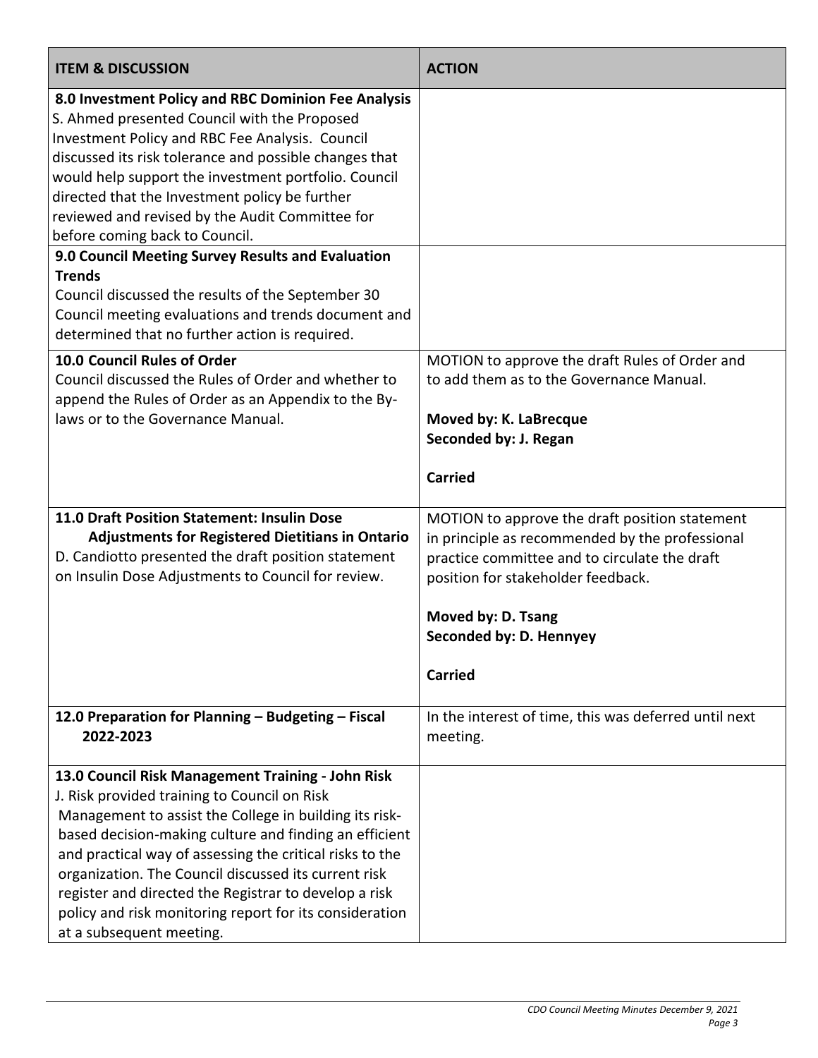| ITEM & DISCUSSION | ACTION |
| --- | --- |
| **8.0 Investment Policy and RBC Dominion Fee Analysis** S. Ahmed presented Council with the Proposed Investment Policy and RBC Fee Analysis. Council discussed its risk tolerance and possible changes that would help support the investment portfolio. Council directed that the Investment policy be further reviewed and revised by the Audit Committee for before coming back to Council. | |
| **9.0 Council Meeting Survey Results and Evaluation Trends** Council discussed the results of the September 30 Council meeting evaluations and trends document and determined that no further action is required. | |
| **10.0 Council Rules of Order** Council discussed the Rules of Order and whether to append the Rules of Order as an Appendix to the By-laws or to the Governance Manual. | MOTION to approve the draft Rules of Order and to add them as to the Governance Manual.<br><br>**Moved by: K. LaBrecque**<br>**Seconded by: J. Regan**<br><br>**Carried** |
| **11.0 Draft Position Statement: Insulin Dose Adjustments for Registered Dietitians in Ontario** D. Candiotto presented the draft position statement on Insulin Dose Adjustments to Council for review. | MOTION to approve the draft position statement in principle as recommended by the professional practice committee and to circulate the draft position for stakeholder feedback.<br><br>**Moved by: D. Tsang**<br>**Seconded by: D. Hennyey**<br><br>**Carried** |
| **12.0 Preparation for Planning – Budgeting – Fiscal 2022-2023** | In the interest of time, this was deferred until next meeting. |
| **13.0 Council Risk Management Training - John Risk** J. Risk provided training to Council on Risk Management to assist the College in building its risk-based decision-making culture and finding an efficient and practical way of assessing the critical risks to the organization. The Council discussed its current risk register and directed the Registrar to develop a risk policy and risk monitoring report for its consideration at a subsequent meeting. | |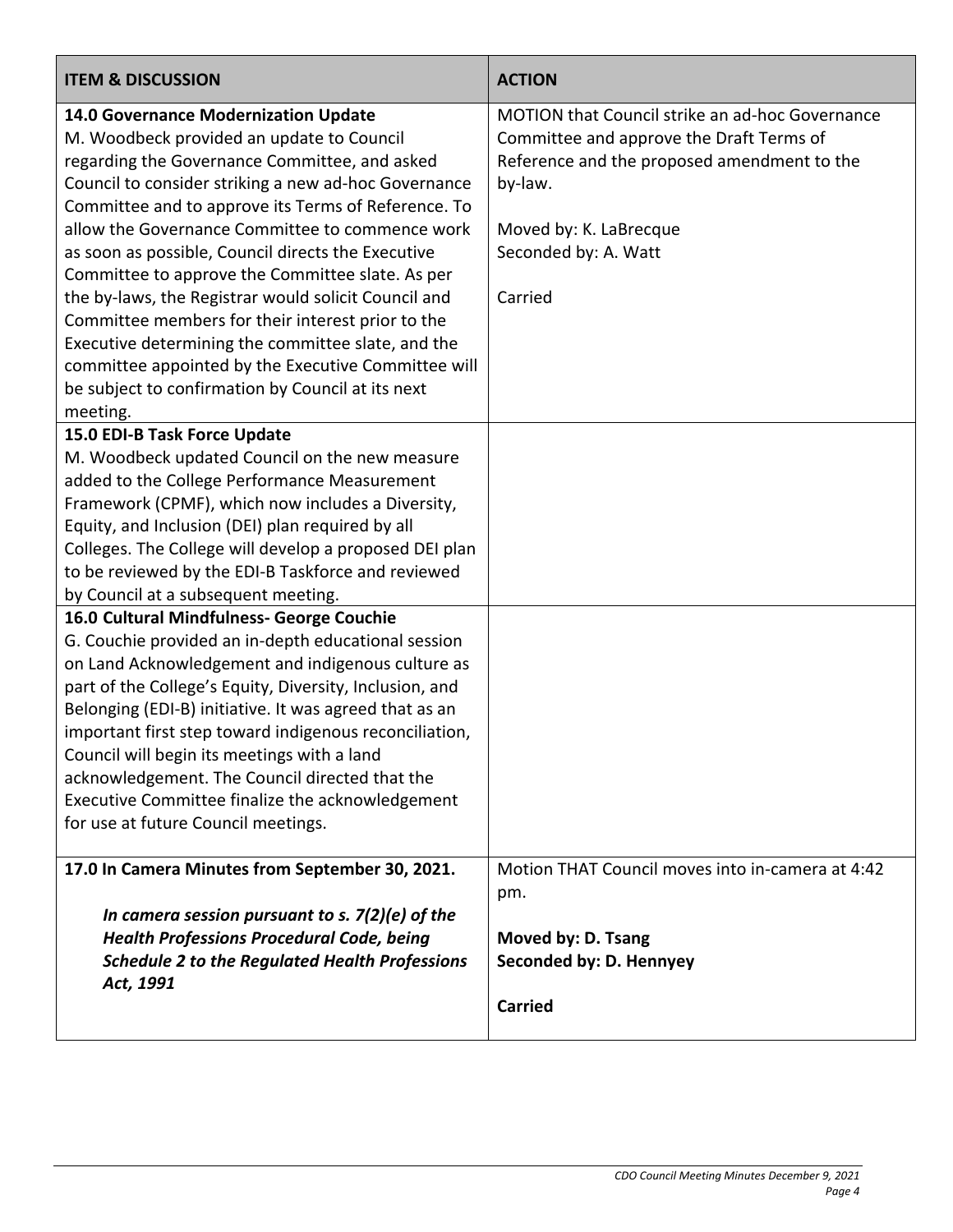| ITEM & DISCUSSION | ACTION |
|---|---|
| **14.0 Governance Modernization Update**<br>M. Woodbeck provided an update to Council regarding the Governance Committee, and asked Council to consider striking a new ad-hoc Governance Committee and to approve its Terms of Reference. To allow the Governance Committee to commence work as soon as possible, Council directs the Executive Committee to approve the Committee slate. As per the by-laws, the Registrar would solicit Council and Committee members for their interest prior to the Executive determining the committee slate, and the committee appointed by the Executive Committee will be subject to confirmation by Council at its next meeting. | MOTION that Council strike an ad-hoc Governance Committee and approve the Draft Terms of Reference and the proposed amendment to the by-law.<br><br>Moved by: K. LaBrecque<br>Seconded by: A. Watt<br><br>Carried |
| **15.0 EDI-B Task Force Update**<br>M. Woodbeck updated Council on the new measure added to the College Performance Measurement Framework (CPMF), which now includes a Diversity, Equity, and Inclusion (DEI) plan required by all Colleges. The College will develop a proposed DEI plan to be reviewed by the EDI-B Taskforce and reviewed by Council at a subsequent meeting. | |
| **16.0 Cultural Mindfulness- George Couchie**<br>G. Couchie provided an in-depth educational session on Land Acknowledgement and indigenous culture as part of the College's Equity, Diversity, Inclusion, and Belonging (EDI-B) initiative. It was agreed that as an important first step toward indigenous reconciliation, Council will begin its meetings with a land acknowledgement. The Council directed that the Executive Committee finalize the acknowledgement for use at future Council meetings. | |
| **17.0 In Camera Minutes from September 30, 2021.**<br><br>***In camera session pursuant to s. 7(2)(e) of the Health Professions Procedural Code, being Schedule 2 to the Regulated Health Professions Act, 1991*** | Motion THAT Council moves into in-camera at 4:42 pm.<br><br>**Moved by: D. Tsang**<br>**Seconded by: D. Hennyey**<br><br>**Carried** |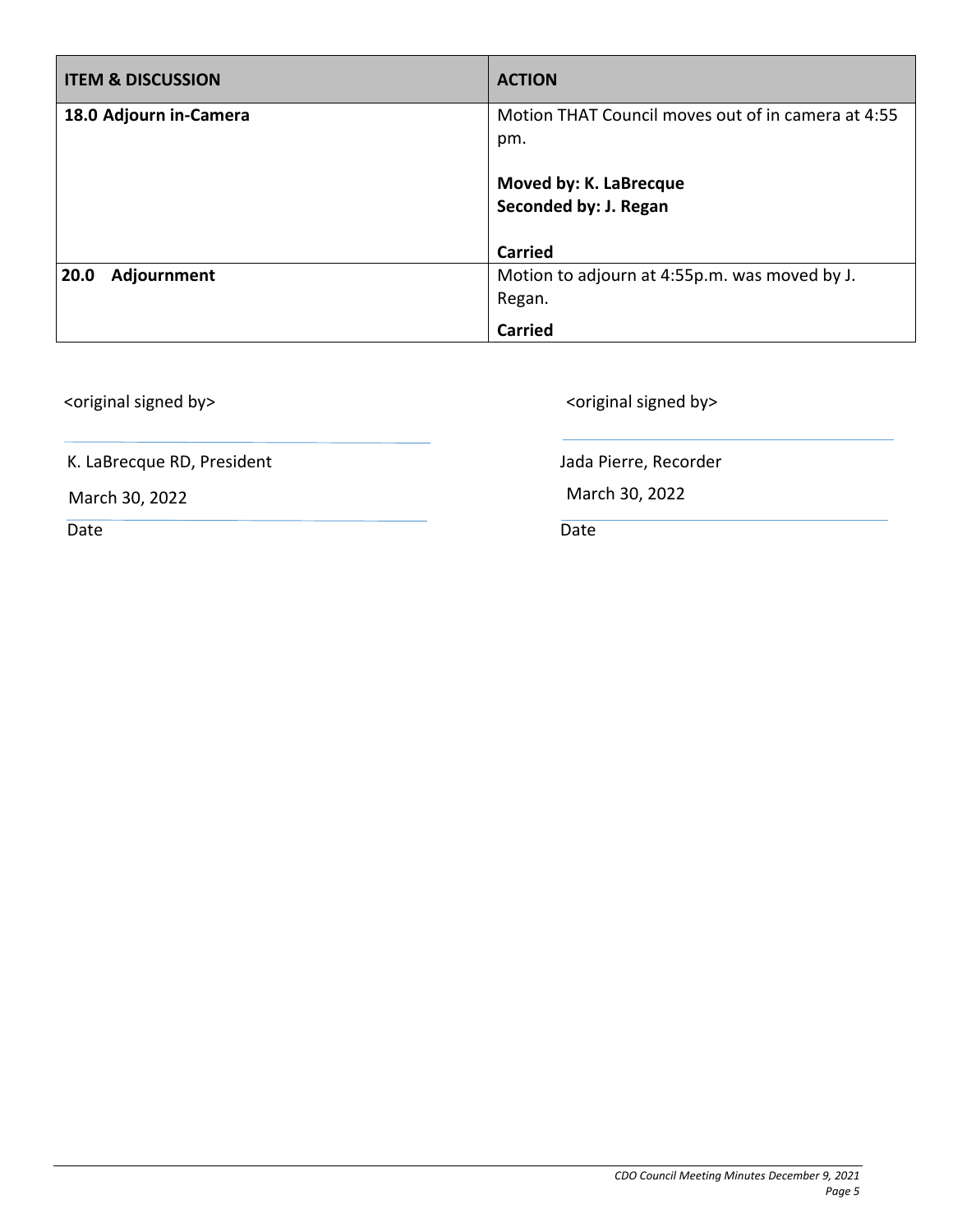| ITEM & DISCUSSION | ACTION |
| --- | --- |
| **18.0 Adjourn in-Camera** | Motion THAT Council moves out of in camera at 4:55 pm.<br><br>**Moved by: K. LaBrecque**<br>**Seconded by: J. Regan**<br><br>**Carried** |
| **20.0 Adjournment** | Motion to adjourn at 4:55p.m. was moved by J. Regan.<br><br>**Carried** |

<original signed by>

K. LaBrecque RD, President

March 30, 2022

Date

<original signed by>

Jada Pierre, Recorder

March 30, 2022

Date